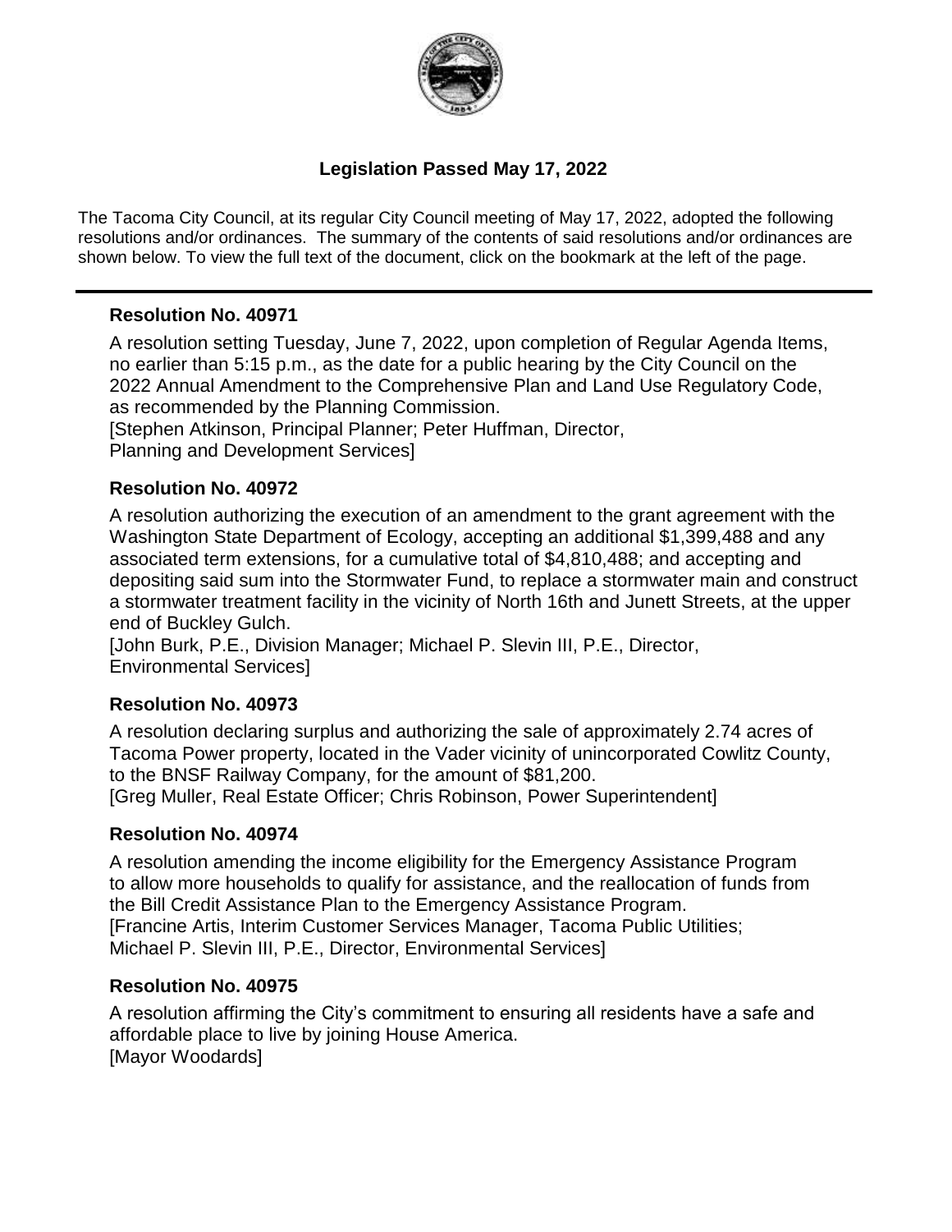# Legislation Passed May 17, 2022

The Tacoma City Council, at its regular City Council meeting of May 17, 2022, adopted the following resolutions and/or ordinances. The summary of the contents of said resolutions and/or ordinances are shown below. To view the full text of the document, click on the bookmark at the left of the page.

---

### Resolution No. 40971

A resolution setting Tuesday, June 7, 2022, upon completion of Regular Agenda Items, no earlier than 5:15 p.m., as the date for a public hearing by the City Council on the 2022 Annual Amendment to the Comprehensive Plan and Land Use Regulatory Code, as recommended by the Planning Commission.
[Stephen Atkinson, Principal Planner; Peter Huffman, Director, Planning and Development Services]

### Resolution No. 40972

A resolution authorizing the execution of an amendment to the grant agreement with the Washington State Department of Ecology, accepting an additional $1,399,488 and any associated term extensions, for a cumulative total of $4,810,488; and accepting and depositing said sum into the Stormwater Fund, to replace a stormwater main and construct a stormwater treatment facility in the vicinity of North 16th and Junett Streets, at the upper end of Buckley Gulch.
[John Burk, P.E., Division Manager; Michael P. Slevin III, P.E., Director, Environmental Services]

### Resolution No. 40973

A resolution declaring surplus and authorizing the sale of approximately 2.74 acres of Tacoma Power property, located in the Vader vicinity of unincorporated Cowlitz County, to the BNSF Railway Company, for the amount of $81,200.
[Greg Muller, Real Estate Officer; Chris Robinson, Power Superintendent]

### Resolution No. 40974

A resolution amending the income eligibility for the Emergency Assistance Program to allow more households to qualify for assistance, and the reallocation of funds from the Bill Credit Assistance Plan to the Emergency Assistance Program.
[Francine Artis, Interim Customer Services Manager, Tacoma Public Utilities; Michael P. Slevin III, P.E., Director, Environmental Services]

### Resolution No. 40975

A resolution affirming the City's commitment to ensuring all residents have a safe and affordable place to live by joining House America.
[Mayor Woodards]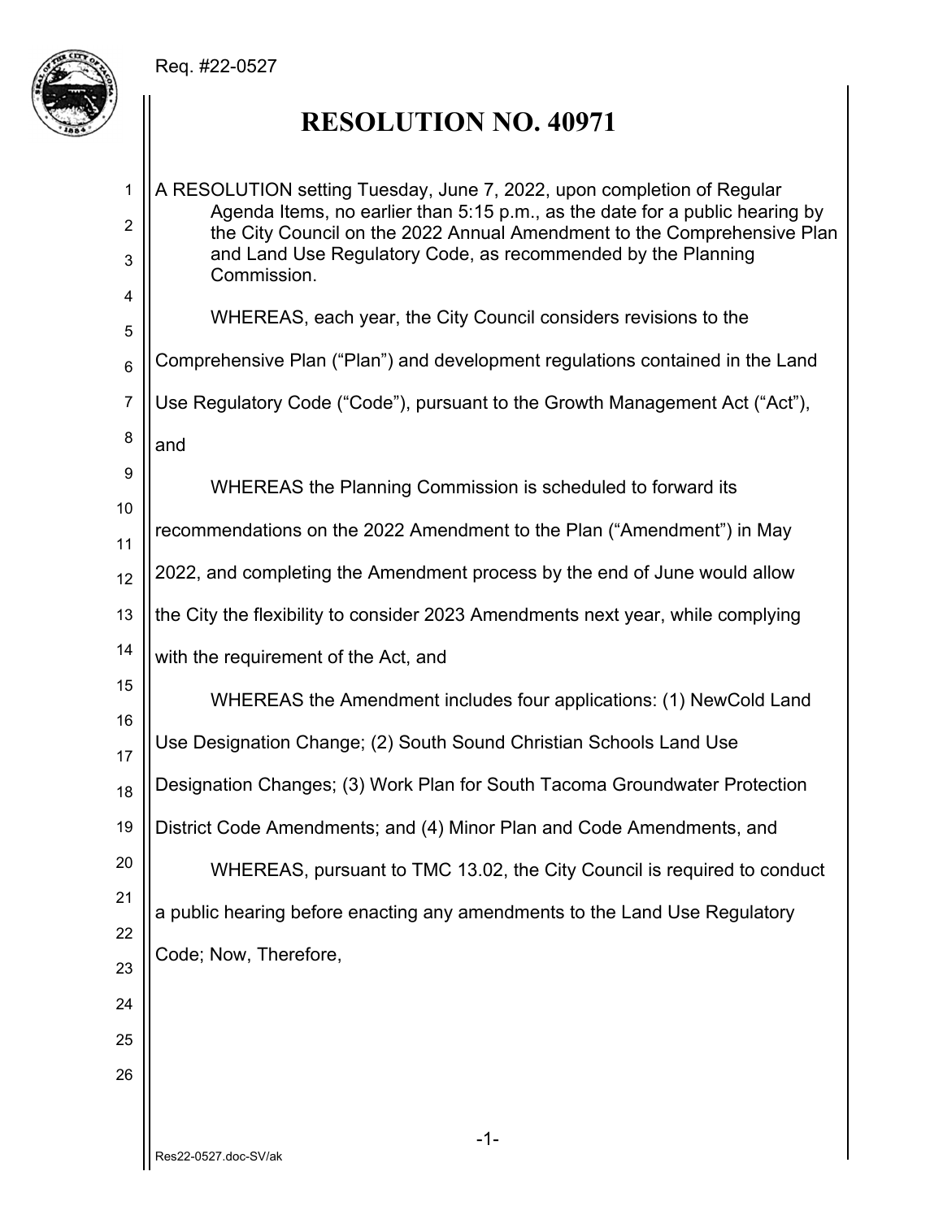Req. #22-0527

# RESOLUTION NO. 40971

A RESOLUTION setting Tuesday, June 7, 2022, upon completion of Regular Agenda Items, no earlier than 5:15 p.m., as the date for a public hearing by the City Council on the 2022 Annual Amendment to the Comprehensive Plan and Land Use Regulatory Code, as recommended by the Planning Commission.

WHEREAS, each year, the City Council considers revisions to the Comprehensive Plan ("Plan") and development regulations contained in the Land Use Regulatory Code ("Code"), pursuant to the Growth Management Act ("Act"), and

WHEREAS the Planning Commission is scheduled to forward its recommendations on the 2022 Amendment to the Plan ("Amendment") in May 2022, and completing the Amendment process by the end of June would allow the City the flexibility to consider 2023 Amendments next year, while complying with the requirement of the Act, and

WHEREAS the Amendment includes four applications: (1) NewCold Land Use Designation Change; (2) South Sound Christian Schools Land Use Designation Changes; (3) Work Plan for South Tacoma Groundwater Protection District Code Amendments; and (4) Minor Plan and Code Amendments, and

WHEREAS, pursuant to TMC 13.02, the City Council is required to conduct a public hearing before enacting any amendments to the Land Use Regulatory Code; Now, Therefore,

Res22-0527.doc-SV/ak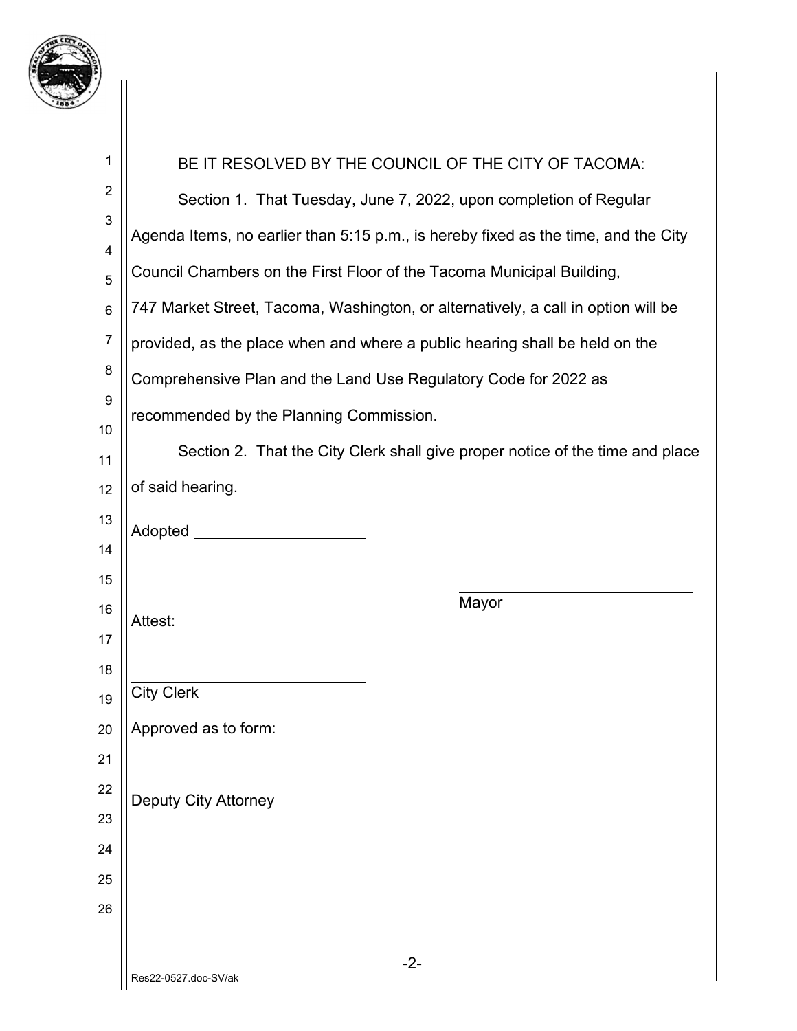BE IT RESOLVED BY THE COUNCIL OF THE CITY OF TACOMA:

Section 1. That Tuesday, June 7, 2022, upon completion of Regular Agenda Items, no earlier than 5:15 p.m., is hereby fixed as the time, and the City Council Chambers on the First Floor of the Tacoma Municipal Building, 747 Market Street, Tacoma, Washington, or alternatively, a call in option will be provided, as the place when and where a public hearing shall be held on the Comprehensive Plan and the Land Use Regulatory Code for 2022 as recommended by the Planning Commission.

Section 2. That the City Clerk shall give proper notice of the time and place of said hearing.

Adopted ____________________

____________________________
Mayor

Attest:

____________________________
City Clerk

Approved as to form:

____________________________
Deputy City Attorney

Res22-0527.doc-SV/ak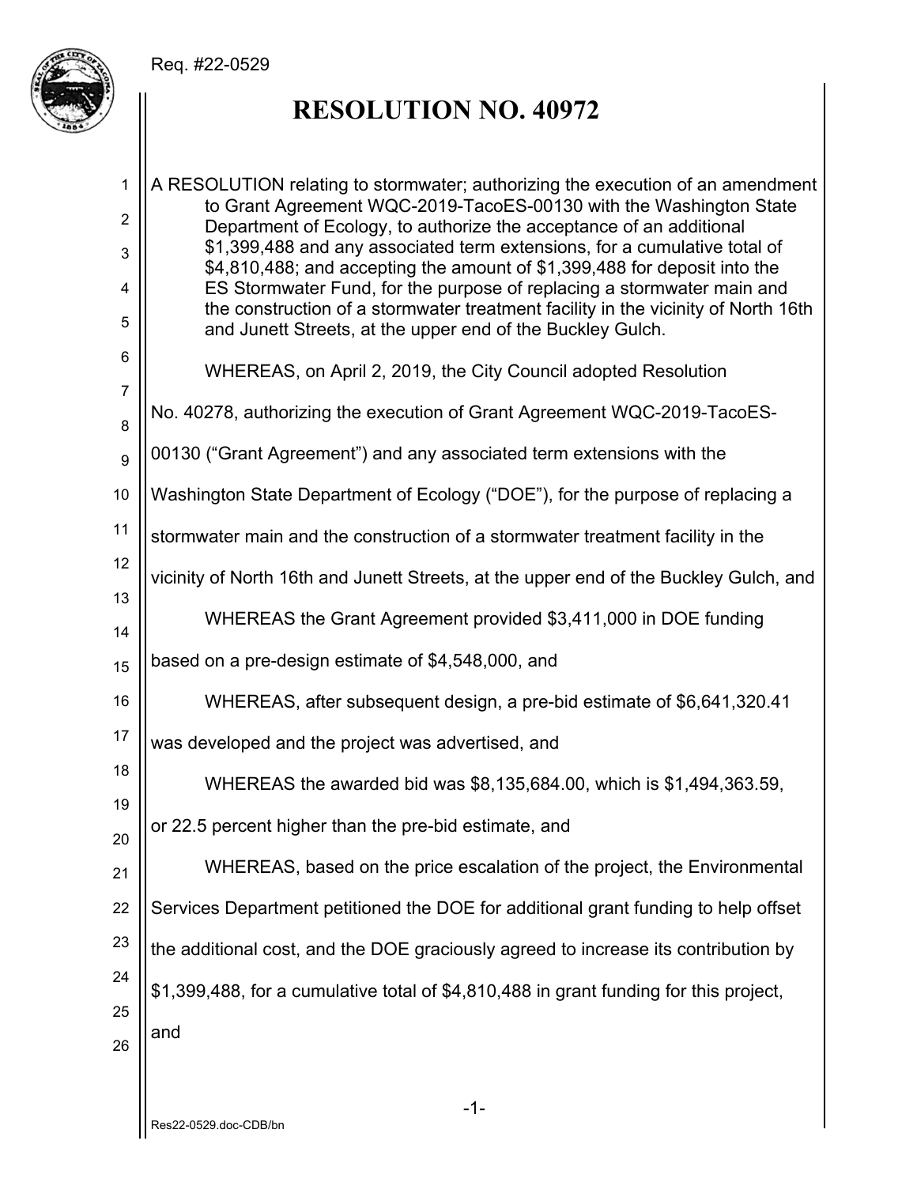Req. #22-0529

# RESOLUTION NO. 40972

A RESOLUTION relating to stormwater; authorizing the execution of an amendment to Grant Agreement WQC-2019-TacoES-00130 with the Washington State Department of Ecology, to authorize the acceptance of an additional $1,399,488 and any associated term extensions, for a cumulative total of $4,810,488; and accepting the amount of $1,399,488 for deposit into the ES Stormwater Fund, for the purpose of replacing a stormwater main and the construction of a stormwater treatment facility in the vicinity of North 16th and Junett Streets, at the upper end of the Buckley Gulch.

WHEREAS, on April 2, 2019, the City Council adopted Resolution No. 40278, authorizing the execution of Grant Agreement WQC-2019-TacoES-00130 ("Grant Agreement") and any associated term extensions with the Washington State Department of Ecology ("DOE"), for the purpose of replacing a stormwater main and the construction of a stormwater treatment facility in the vicinity of North 16th and Junett Streets, at the upper end of the Buckley Gulch, and

WHEREAS the Grant Agreement provided $3,411,000 in DOE funding based on a pre-design estimate of $4,548,000, and

WHEREAS, after subsequent design, a pre-bid estimate of $6,641,320.41 was developed and the project was advertised, and

WHEREAS the awarded bid was $8,135,684.00, which is $1,494,363.59, or 22.5 percent higher than the pre-bid estimate, and

WHEREAS, based on the price escalation of the project, the Environmental Services Department petitioned the DOE for additional grant funding to help offset the additional cost, and the DOE graciously agreed to increase its contribution by $1,399,488, for a cumulative total of $4,810,488 in grant funding for this project, and

Res22-0529.doc-CDB/bn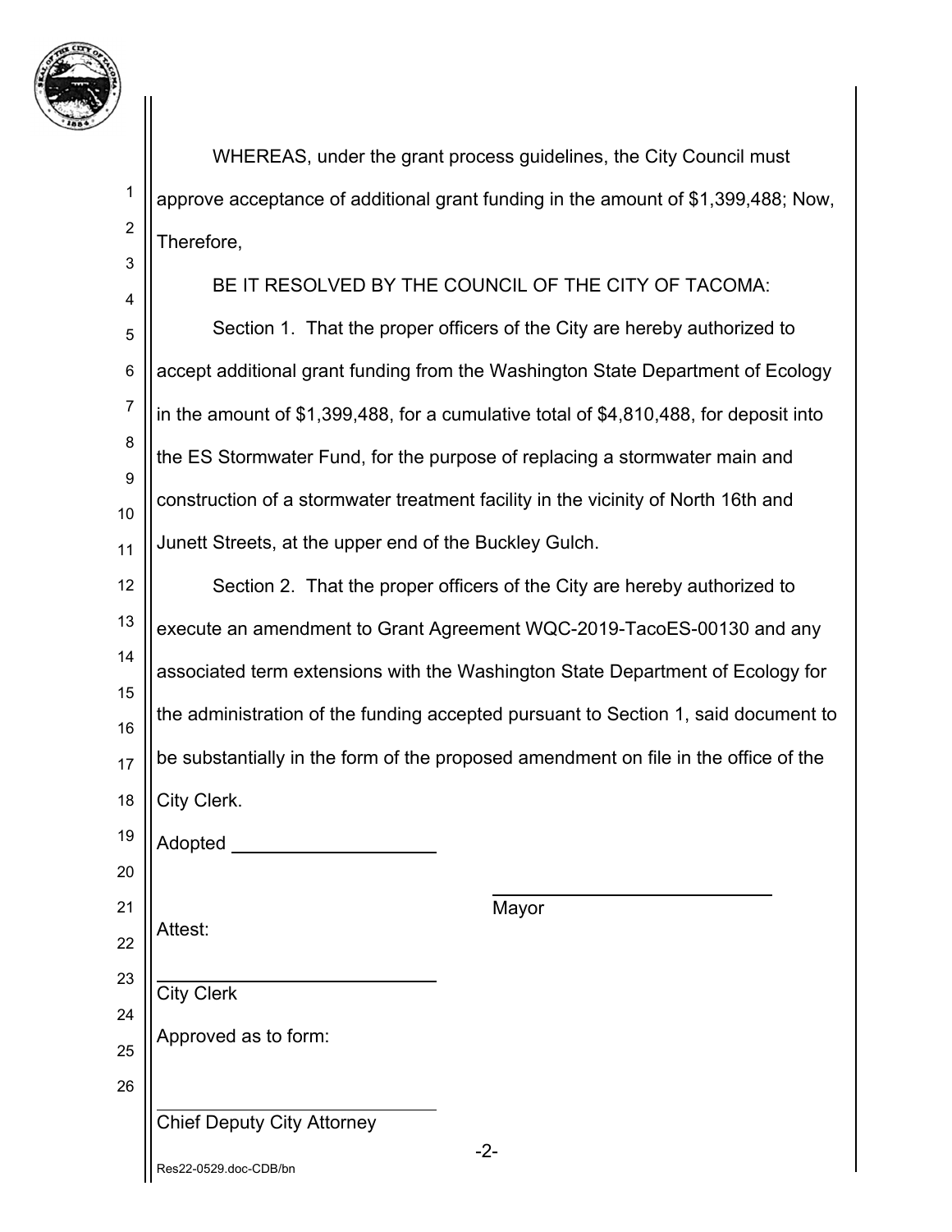WHEREAS, under the grant process guidelines, the City Council must approve acceptance of additional grant funding in the amount of $1,399,488; Now, Therefore,

BE IT RESOLVED BY THE COUNCIL OF THE CITY OF TACOMA:

Section 1. That the proper officers of the City are hereby authorized to accept additional grant funding from the Washington State Department of Ecology in the amount of $1,399,488, for a cumulative total of $4,810,488, for deposit into the ES Stormwater Fund, for the purpose of replacing a stormwater main and construction of a stormwater treatment facility in the vicinity of North 16th and Junett Streets, at the upper end of the Buckley Gulch.

Section 2. That the proper officers of the City are hereby authorized to execute an amendment to Grant Agreement WQC-2019-TacoES-00130 and any associated term extensions with the Washington State Department of Ecology for the administration of the funding accepted pursuant to Section 1, said document to be substantially in the form of the proposed amendment on file in the office of the City Clerk.

Adopted ____________________

____________________________
Mayor

Attest:

____________________________
City Clerk

Approved as to form:

____________________________
Chief Deputy City Attorney

Res22-0529.doc-CDB/bn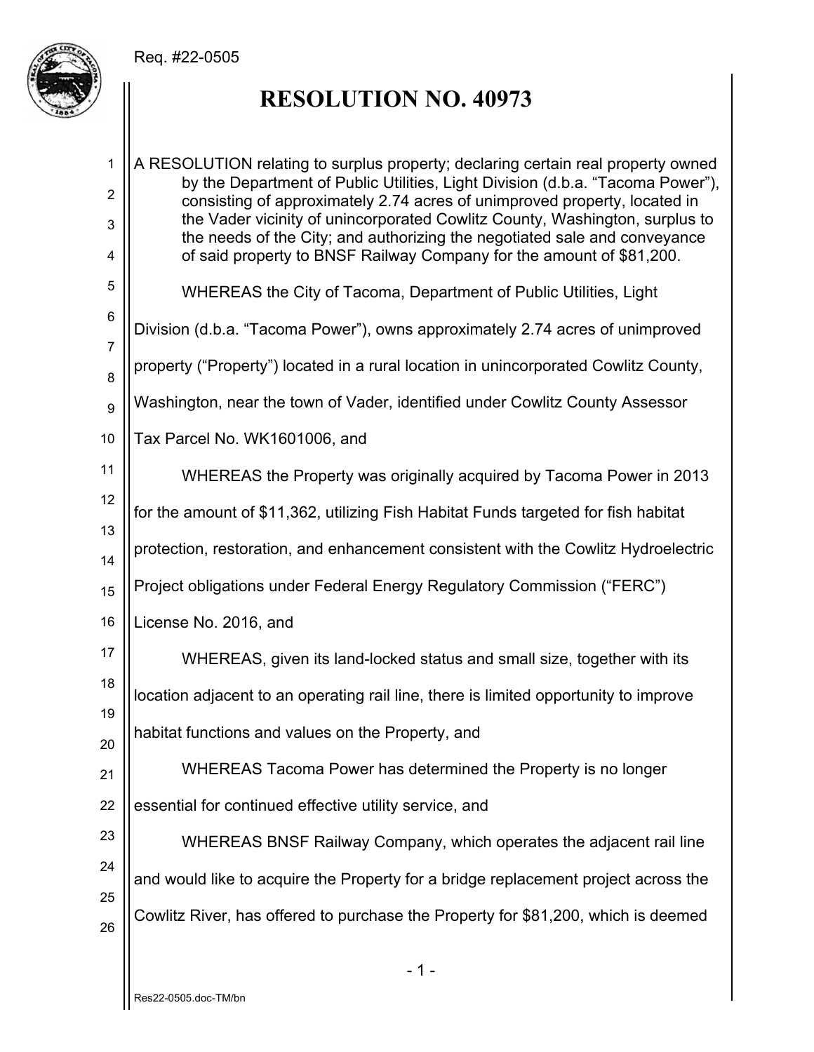Req. #22-0505

# RESOLUTION NO. 40973

A RESOLUTION relating to surplus property; declaring certain real property owned by the Department of Public Utilities, Light Division (d.b.a. "Tacoma Power"), consisting of approximately 2.74 acres of unimproved property, located in the Vader vicinity of unincorporated Cowlitz County, Washington, surplus to the needs of the City; and authorizing the negotiated sale and conveyance of said property to BNSF Railway Company for the amount of $81,200.

WHEREAS the City of Tacoma, Department of Public Utilities, Light Division (d.b.a. "Tacoma Power"), owns approximately 2.74 acres of unimproved property ("Property") located in a rural location in unincorporated Cowlitz County, Washington, near the town of Vader, identified under Cowlitz County Assessor Tax Parcel No. WK1601006, and

WHEREAS the Property was originally acquired by Tacoma Power in 2013 for the amount of $11,362, utilizing Fish Habitat Funds targeted for fish habitat protection, restoration, and enhancement consistent with the Cowlitz Hydroelectric Project obligations under Federal Energy Regulatory Commission ("FERC") License No. 2016, and

WHEREAS, given its land-locked status and small size, together with its location adjacent to an operating rail line, there is limited opportunity to improve habitat functions and values on the Property, and

WHEREAS Tacoma Power has determined the Property is no longer essential for continued effective utility service, and

WHEREAS BNSF Railway Company, which operates the adjacent rail line and would like to acquire the Property for a bridge replacement project across the Cowlitz River, has offered to purchase the Property for $81,200, which is deemed

Res22-0505.doc-TM/bn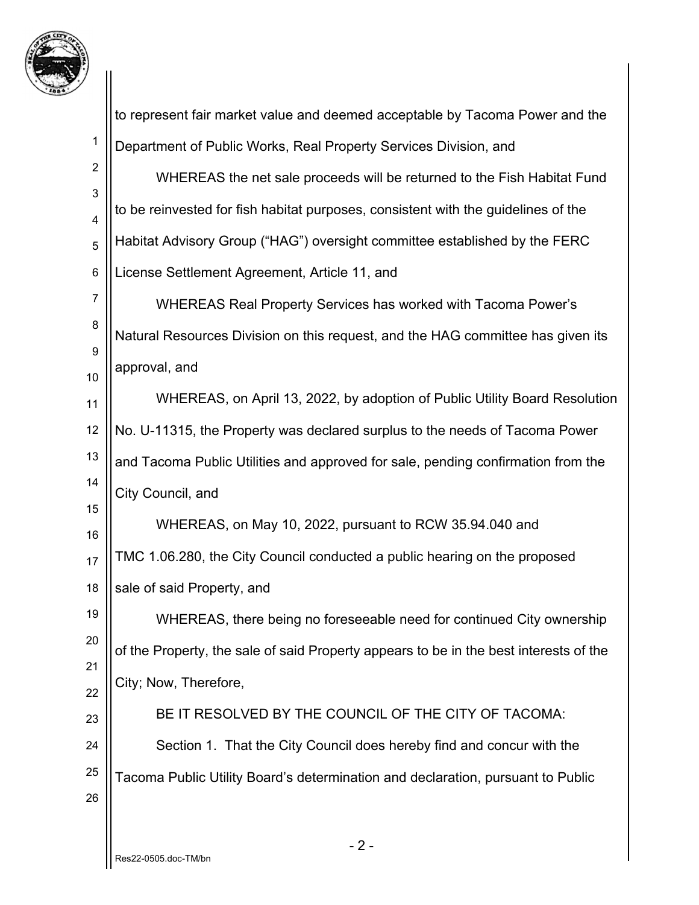to represent fair market value and deemed acceptable by Tacoma Power and the Department of Public Works, Real Property Services Division, and

WHEREAS the net sale proceeds will be returned to the Fish Habitat Fund to be reinvested for fish habitat purposes, consistent with the guidelines of the Habitat Advisory Group ("HAG") oversight committee established by the FERC License Settlement Agreement, Article 11, and

WHEREAS Real Property Services has worked with Tacoma Power's Natural Resources Division on this request, and the HAG committee has given its approval, and

WHEREAS, on April 13, 2022, by adoption of Public Utility Board Resolution No. U-11315, the Property was declared surplus to the needs of Tacoma Power and Tacoma Public Utilities and approved for sale, pending confirmation from the City Council, and

WHEREAS, on May 10, 2022, pursuant to RCW 35.94.040 and TMC 1.06.280, the City Council conducted a public hearing on the proposed sale of said Property, and

WHEREAS, there being no foreseeable need for continued City ownership of the Property, the sale of said Property appears to be in the best interests of the City; Now, Therefore,

BE IT RESOLVED BY THE COUNCIL OF THE CITY OF TACOMA:

Section 1. That the City Council does hereby find and concur with the Tacoma Public Utility Board's determination and declaration, pursuant to Public

Res22-0505.doc-TM/bn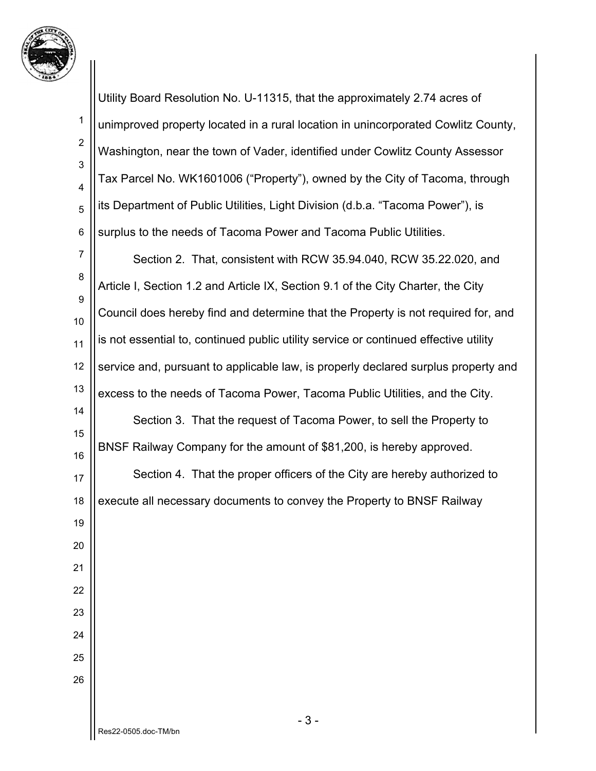Utility Board Resolution No. U-11315, that the approximately 2.74 acres of unimproved property located in a rural location in unincorporated Cowlitz County, Washington, near the town of Vader, identified under Cowlitz County Assessor Tax Parcel No. WK1601006 ("Property"), owned by the City of Tacoma, through its Department of Public Utilities, Light Division (d.b.a. "Tacoma Power"), is surplus to the needs of Tacoma Power and Tacoma Public Utilities.

Section 2. That, consistent with RCW 35.94.040, RCW 35.22.020, and Article I, Section 1.2 and Article IX, Section 9.1 of the City Charter, the City Council does hereby find and determine that the Property is not required for, and is not essential to, continued public utility service or continued effective utility service and, pursuant to applicable law, is properly declared surplus property and excess to the needs of Tacoma Power, Tacoma Public Utilities, and the City.

Section 3. That the request of Tacoma Power, to sell the Property to BNSF Railway Company for the amount of $81,200, is hereby approved.

Section 4. That the proper officers of the City are hereby authorized to execute all necessary documents to convey the Property to BNSF Railway

Res22-0505.doc-TM/bn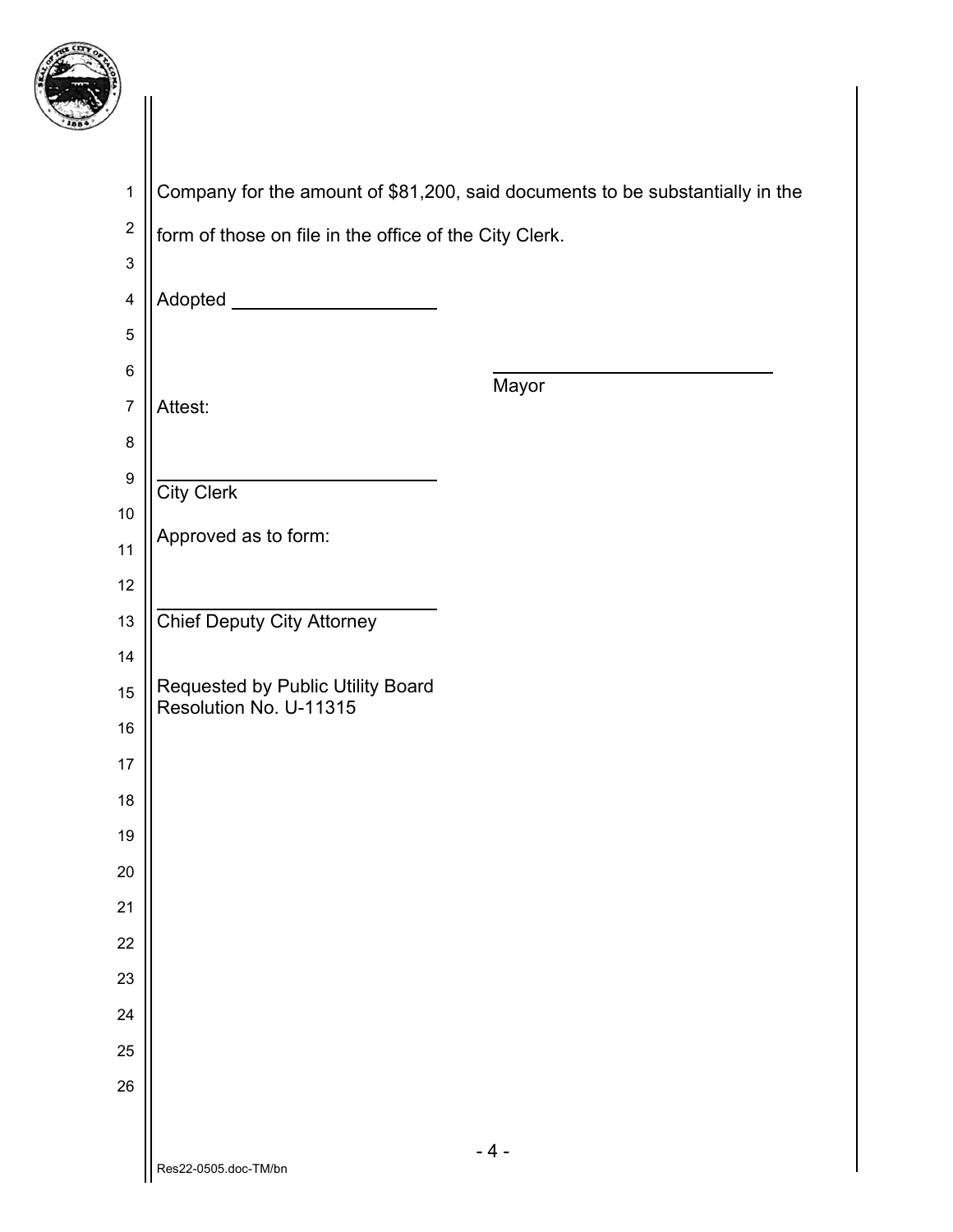Company for the amount of $81,200, said documents to be substantially in the form of those on file in the office of the City Clerk.

Adopted ____________________

____________________________
Mayor

Attest:

____________________________
City Clerk

Approved as to form:

____________________________
Chief Deputy City Attorney

Requested by Public Utility Board
Resolution No. U-11315

Res22-0505.doc-TM/bn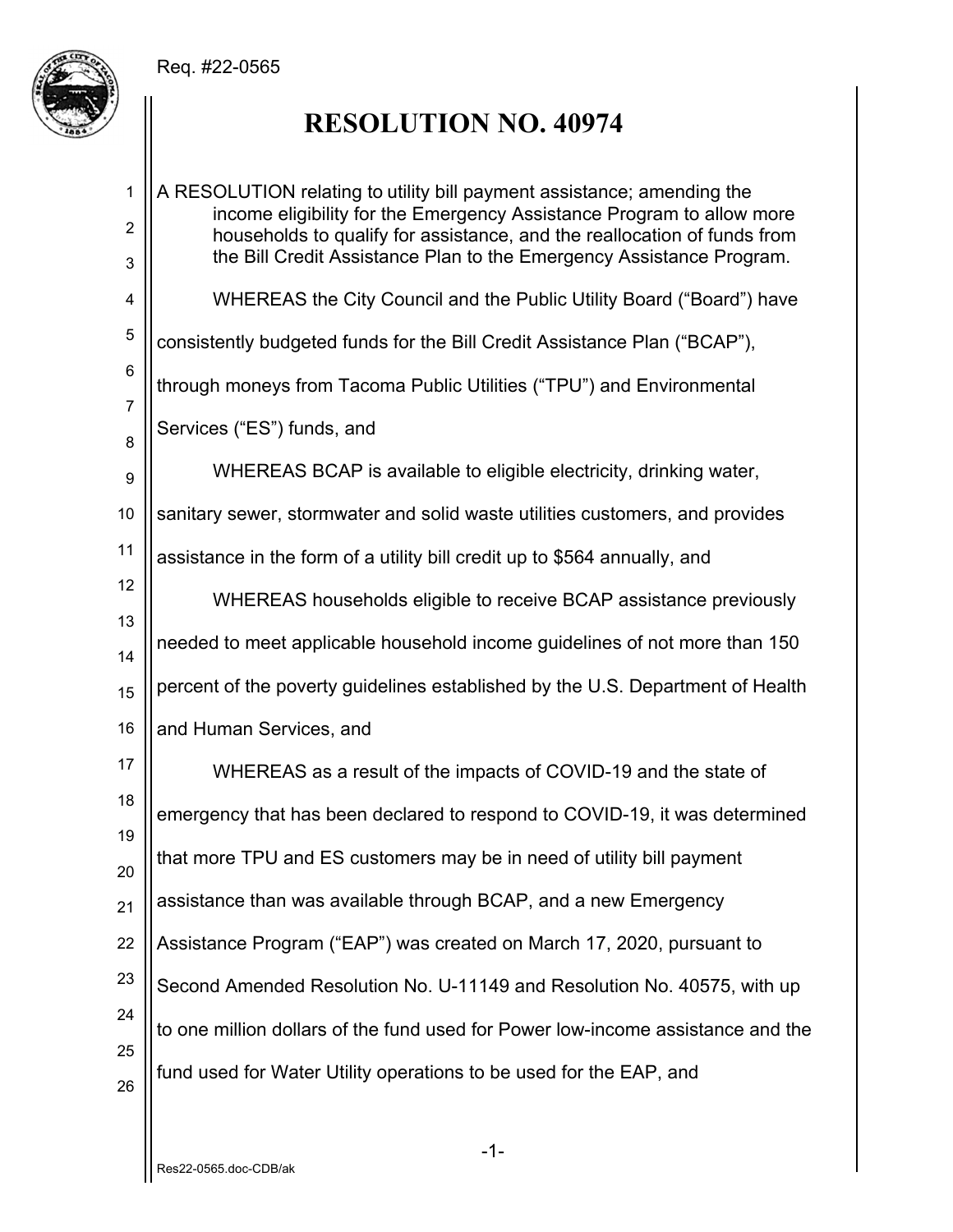Req. #22-0565

# RESOLUTION NO. 40974

A RESOLUTION relating to utility bill payment assistance; amending the income eligibility for the Emergency Assistance Program to allow more households to qualify for assistance, and the reallocation of funds from the Bill Credit Assistance Plan to the Emergency Assistance Program.

WHEREAS the City Council and the Public Utility Board ("Board") have consistently budgeted funds for the Bill Credit Assistance Plan ("BCAP"), through moneys from Tacoma Public Utilities ("TPU") and Environmental Services ("ES") funds, and

WHEREAS BCAP is available to eligible electricity, drinking water, sanitary sewer, stormwater and solid waste utilities customers, and provides assistance in the form of a utility bill credit up to $564 annually, and

WHEREAS households eligible to receive BCAP assistance previously needed to meet applicable household income guidelines of not more than 150 percent of the poverty guidelines established by the U.S. Department of Health and Human Services, and

WHEREAS as a result of the impacts of COVID-19 and the state of emergency that has been declared to respond to COVID-19, it was determined that more TPU and ES customers may be in need of utility bill payment assistance than was available through BCAP, and a new Emergency Assistance Program ("EAP") was created on March 17, 2020, pursuant to Second Amended Resolution No. U-11149 and Resolution No. 40575, with up to one million dollars of the fund used for Power low-income assistance and the fund used for Water Utility operations to be used for the EAP, and

Res22-0565.doc-CDB/ak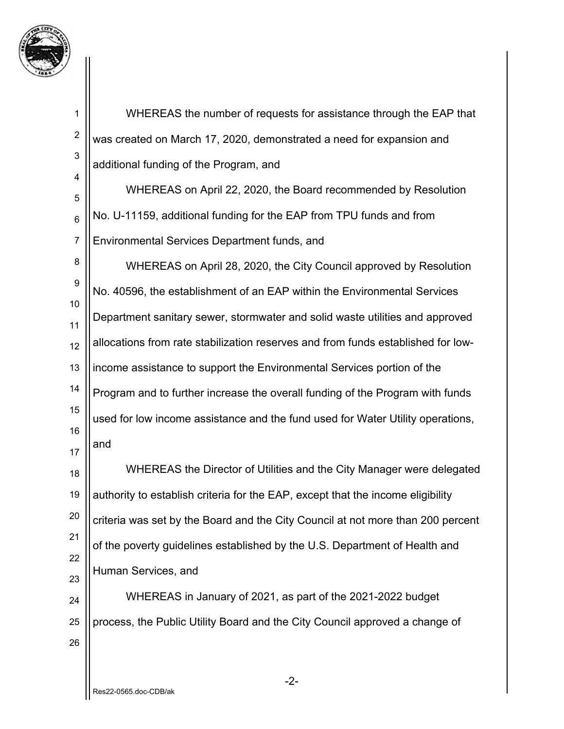WHEREAS the number of requests for assistance through the EAP that was created on March 17, 2020, demonstrated a need for expansion and additional funding of the Program, and

WHEREAS on April 22, 2020, the Board recommended by Resolution No. U-11159, additional funding for the EAP from TPU funds and from Environmental Services Department funds, and

WHEREAS on April 28, 2020, the City Council approved by Resolution No. 40596, the establishment of an EAP within the Environmental Services Department sanitary sewer, stormwater and solid waste utilities and approved allocations from rate stabilization reserves and from funds established for low-income assistance to support the Environmental Services portion of the Program and to further increase the overall funding of the Program with funds used for low income assistance and the fund used for Water Utility operations, and

WHEREAS the Director of Utilities and the City Manager were delegated authority to establish criteria for the EAP, except that the income eligibility criteria was set by the Board and the City Council at not more than 200 percent of the poverty guidelines established by the U.S. Department of Health and Human Services, and

WHEREAS in January of 2021, as part of the 2021-2022 budget process, the Public Utility Board and the City Council approved a change of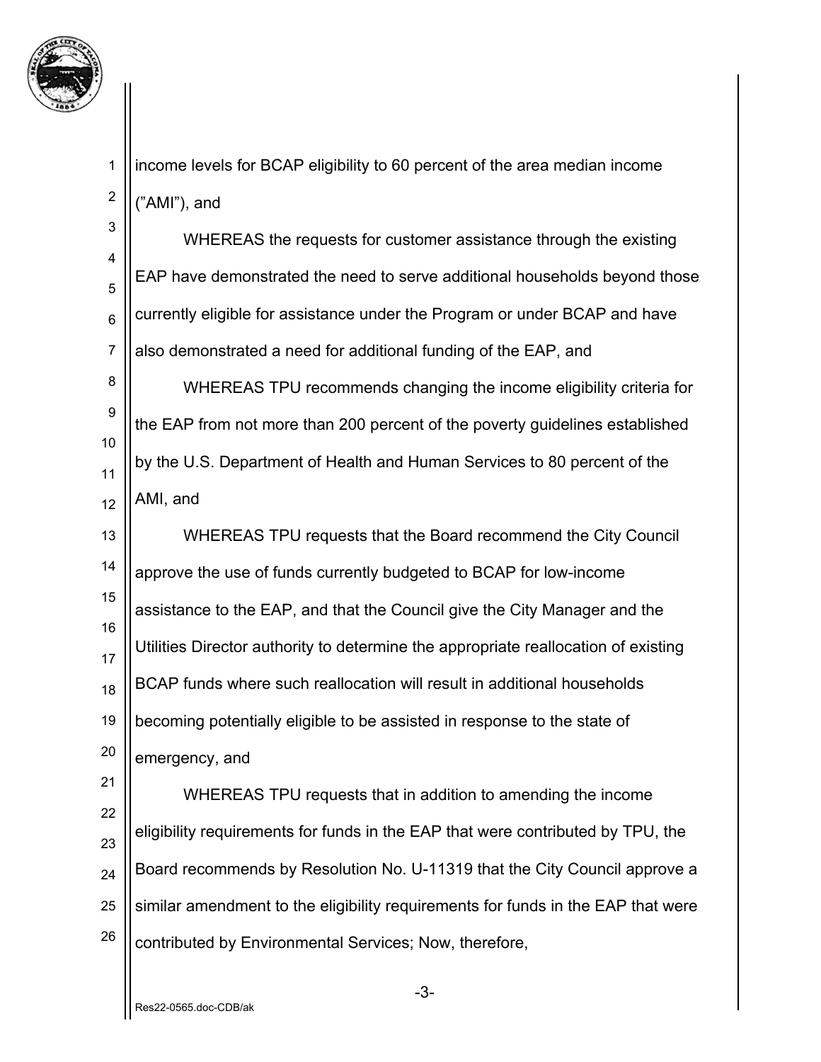income levels for BCAP eligibility to 60 percent of the area median income ("AMI"), and

WHEREAS the requests for customer assistance through the existing EAP have demonstrated the need to serve additional households beyond those currently eligible for assistance under the Program or under BCAP and have also demonstrated a need for additional funding of the EAP, and

WHEREAS TPU recommends changing the income eligibility criteria for the EAP from not more than 200 percent of the poverty guidelines established by the U.S. Department of Health and Human Services to 80 percent of the AMI, and

WHEREAS TPU requests that the Board recommend the City Council approve the use of funds currently budgeted to BCAP for low-income assistance to the EAP, and that the Council give the City Manager and the Utilities Director authority to determine the appropriate reallocation of existing BCAP funds where such reallocation will result in additional households becoming potentially eligible to be assisted in response to the state of emergency, and

WHEREAS TPU requests that in addition to amending the income eligibility requirements for funds in the EAP that were contributed by TPU, the Board recommends by Resolution No. U-11319 that the City Council approve a similar amendment to the eligibility requirements for funds in the EAP that were contributed by Environmental Services; Now, therefore,

Res22-0565.doc-CDB/ak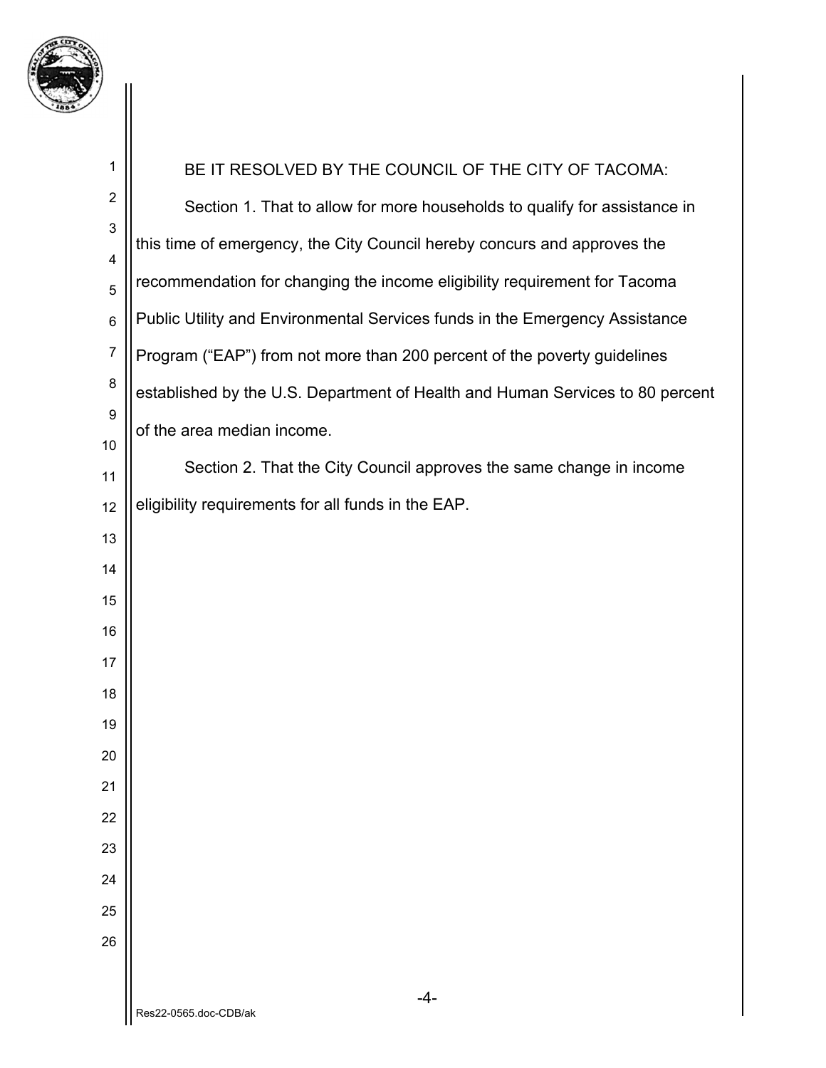BE IT RESOLVED BY THE COUNCIL OF THE CITY OF TACOMA:

Section 1. That to allow for more households to qualify for assistance in this time of emergency, the City Council hereby concurs and approves the recommendation for changing the income eligibility requirement for Tacoma Public Utility and Environmental Services funds in the Emergency Assistance Program ("EAP") from not more than 200 percent of the poverty guidelines established by the U.S. Department of Health and Human Services to 80 percent of the area median income.

Section 2. That the City Council approves the same change in income eligibility requirements for all funds in the EAP.

Res22-0565.doc-CDB/ak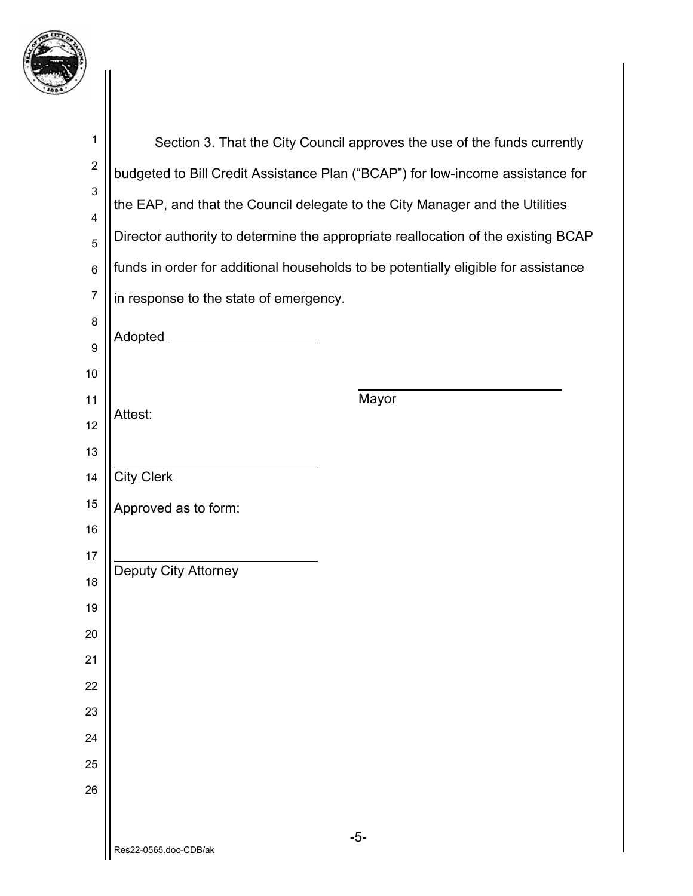Section 3. That the City Council approves the use of the funds currently budgeted to Bill Credit Assistance Plan ("BCAP") for low-income assistance for the EAP, and that the Council delegate to the City Manager and the Utilities Director authority to determine the appropriate reallocation of the existing BCAP funds in order for additional households to be potentially eligible for assistance in response to the state of emergency.

Adopted ____________________

_____________________________
Mayor

Attest:

_____________________________
City Clerk

Approved as to form:

_____________________________
Deputy City Attorney

Res22-0565.doc-CDB/ak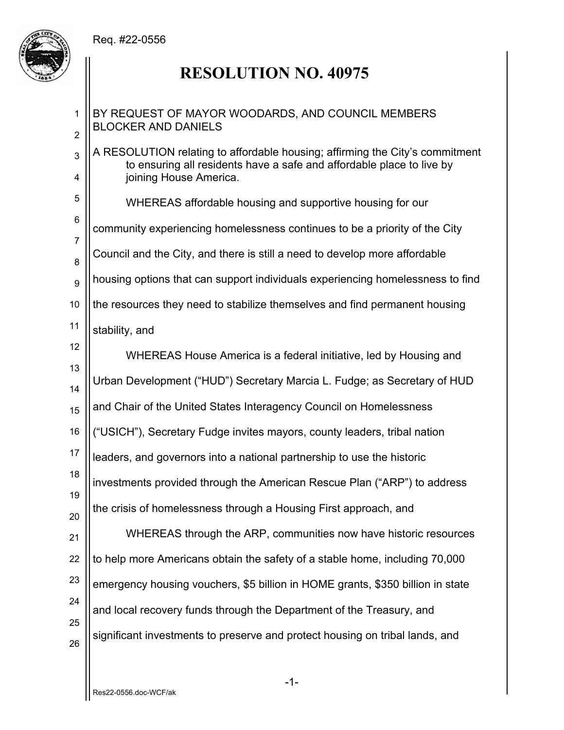Req. #22-0556

# RESOLUTION NO. 40975

BY REQUEST OF MAYOR WOODARDS, AND COUNCIL MEMBERS BLOCKER AND DANIELS

A RESOLUTION relating to affordable housing; affirming the City's commitment to ensuring all residents have a safe and affordable place to live by joining House America.

WHEREAS affordable housing and supportive housing for our community experiencing homelessness continues to be a priority of the City Council and the City, and there is still a need to develop more affordable housing options that can support individuals experiencing homelessness to find the resources they need to stabilize themselves and find permanent housing stability, and

WHEREAS House America is a federal initiative, led by Housing and Urban Development ("HUD") Secretary Marcia L. Fudge; as Secretary of HUD and Chair of the United States Interagency Council on Homelessness ("USICH"), Secretary Fudge invites mayors, county leaders, tribal nation leaders, and governors into a national partnership to use the historic investments provided through the American Rescue Plan ("ARP") to address the crisis of homelessness through a Housing First approach, and

WHEREAS through the ARP, communities now have historic resources to help more Americans obtain the safety of a stable home, including 70,000 emergency housing vouchers, $5 billion in HOME grants, $350 billion in state and local recovery funds through the Department of the Treasury, and significant investments to preserve and protect housing on tribal lands, and

Res22-0556.doc-WCF/ak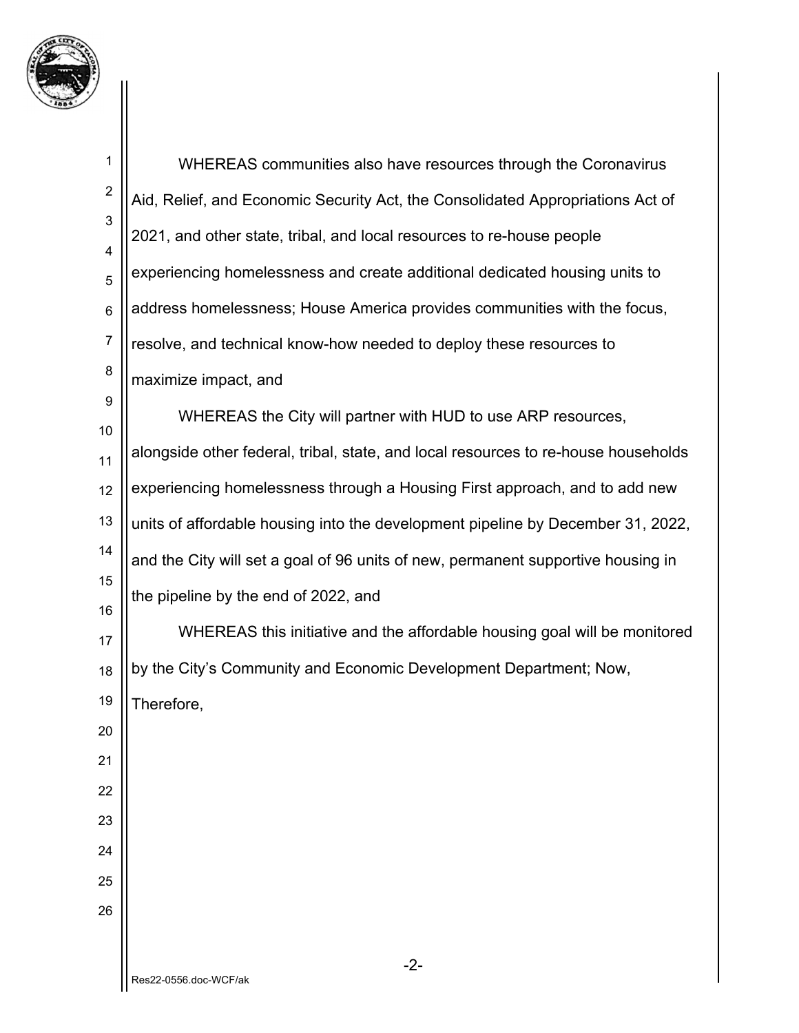WHEREAS communities also have resources through the Coronavirus Aid, Relief, and Economic Security Act, the Consolidated Appropriations Act of 2021, and other state, tribal, and local resources to re-house people experiencing homelessness and create additional dedicated housing units to address homelessness; House America provides communities with the focus, resolve, and technical know-how needed to deploy these resources to maximize impact, and

WHEREAS the City will partner with HUD to use ARP resources, alongside other federal, tribal, state, and local resources to re-house households experiencing homelessness through a Housing First approach, and to add new units of affordable housing into the development pipeline by December 31, 2022, and the City will set a goal of 96 units of new, permanent supportive housing in the pipeline by the end of 2022, and

WHEREAS this initiative and the affordable housing goal will be monitored by the City's Community and Economic Development Department; Now, Therefore,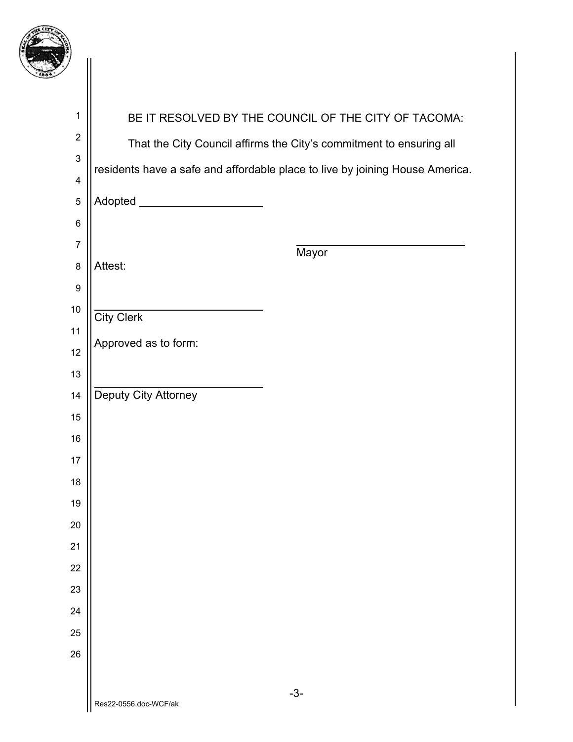BE IT RESOLVED BY THE COUNCIL OF THE CITY OF TACOMA:

That the City Council affirms the City's commitment to ensuring all residents have a safe and affordable place to live by joining House America.

Adopted ____________________

______________________________
Mayor

Attest:

______________________________
City Clerk

Approved as to form:

______________________________
Deputy City Attorney

Res22-0556.doc-WCF/ak